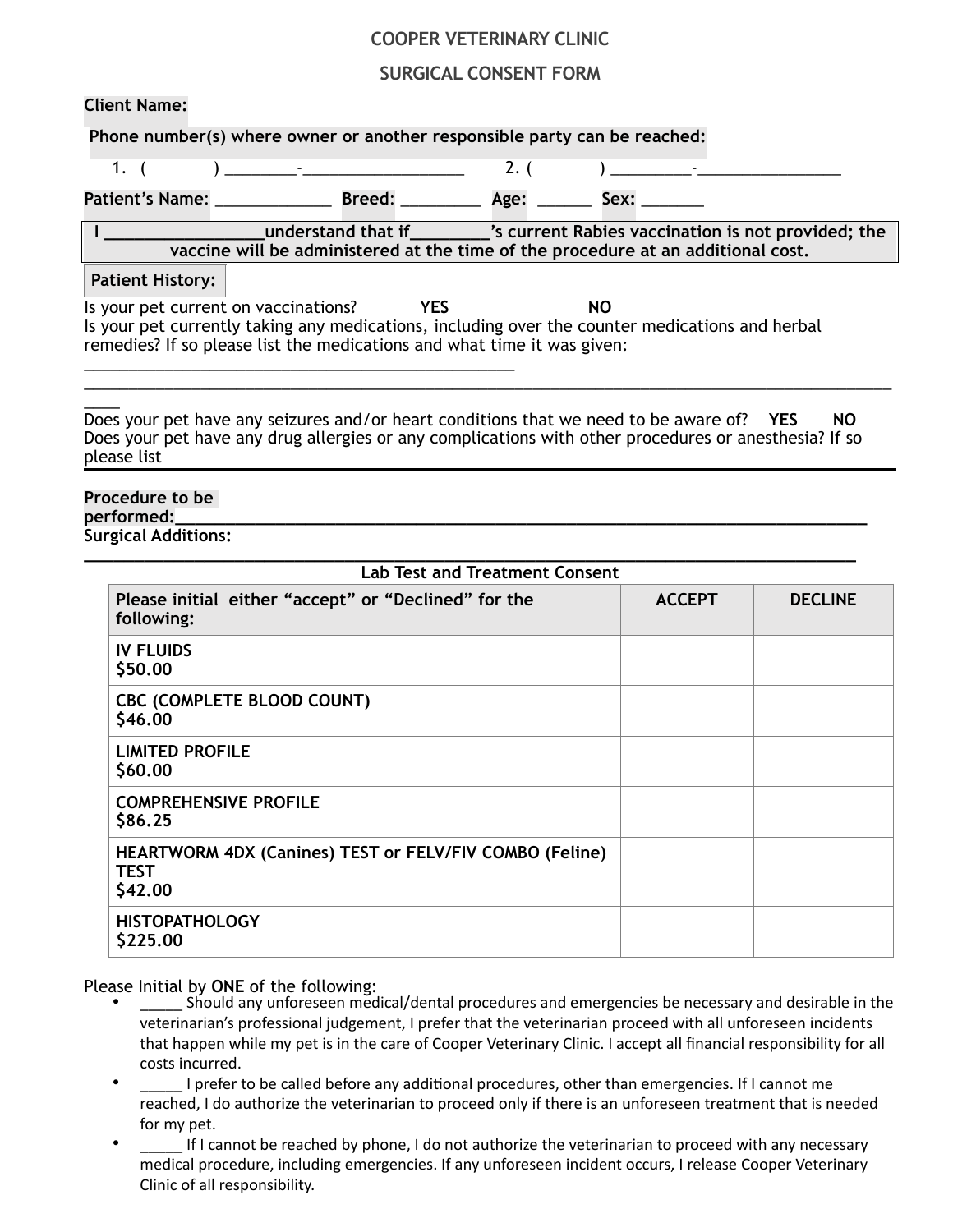# COOPER VETERINARY CLINIC

## SURGICAL CONSENT FORM

**Client Name:**

**Phone number(s) where owner or another responsible party can be reached:**

1. (          ) ________-__________________     2. (          ) _________-________________

**Patient's Name**: _____________ **Breed**: _________ **Age:** ______ **Sex:** _______

**I _________________understand that if_________'s current Rabies vaccination is not provided; the vaccine will be administered at the time of the procedure at an additional cost.**

**Patient History:**

Is your pet current on vaccinations?     **YES**     **NO**

Is your pet currently taking any medications, including over the counter medications and herbal remedies? If so please list the medications and what time it was given:
_________________________________________________
________________________________________________________________________________________________
____

Does your pet have any seizures and/or heart conditions that we need to be aware of?   **YES**   **NO**

Does your pet have any drug allergies or any complications with other procedures or anesthesia? If so please list
________________________________________________________________________________________________

**Procedure to be performed:**____________________________________________________________________________

**Surgical Additions:**
____________________________________________________________________________________

**Lab Test and Treatment Consent**

| Please initial either "accept" or "Declined" for the following: | ACCEPT | DECLINE |
|---|---|---|
| **IV FLUIDS**<br>**$50.00** | | |
| **CBC (COMPLETE BLOOD COUNT)**<br>**$46.00** | | |
| **LIMITED PROFILE**<br>**$60.00** | | |
| **COMPREHENSIVE PROFILE**<br>**$86.25** | | |
| **HEARTWORM 4DX (Canines) TEST or FELV/FIV COMBO (Feline) TEST**<br>**$42.00** | | |
| **HISTOPATHOLOGY**<br>**$225.00** | | |

Please Initial by **ONE** of the following:

- _____ Should any unforeseen medical/dental procedures and emergencies be necessary and desirable in the veterinarian's professional judgement, I prefer that the veterinarian proceed with all unforeseen incidents that happen while my pet is in the care of Cooper Veterinary Clinic. I accept all financial responsibility for all costs incurred.
- _____ I prefer to be called before any additional procedures, other than emergencies. If I cannot me reached, I do authorize the veterinarian to proceed only if there is an unforeseen treatment that is needed for my pet.
- _____ If I cannot be reached by phone, I do not authorize the veterinarian to proceed with any necessary medical procedure, including emergencies. If any unforeseen incident occurs, I release Cooper Veterinary Clinic of all responsibility.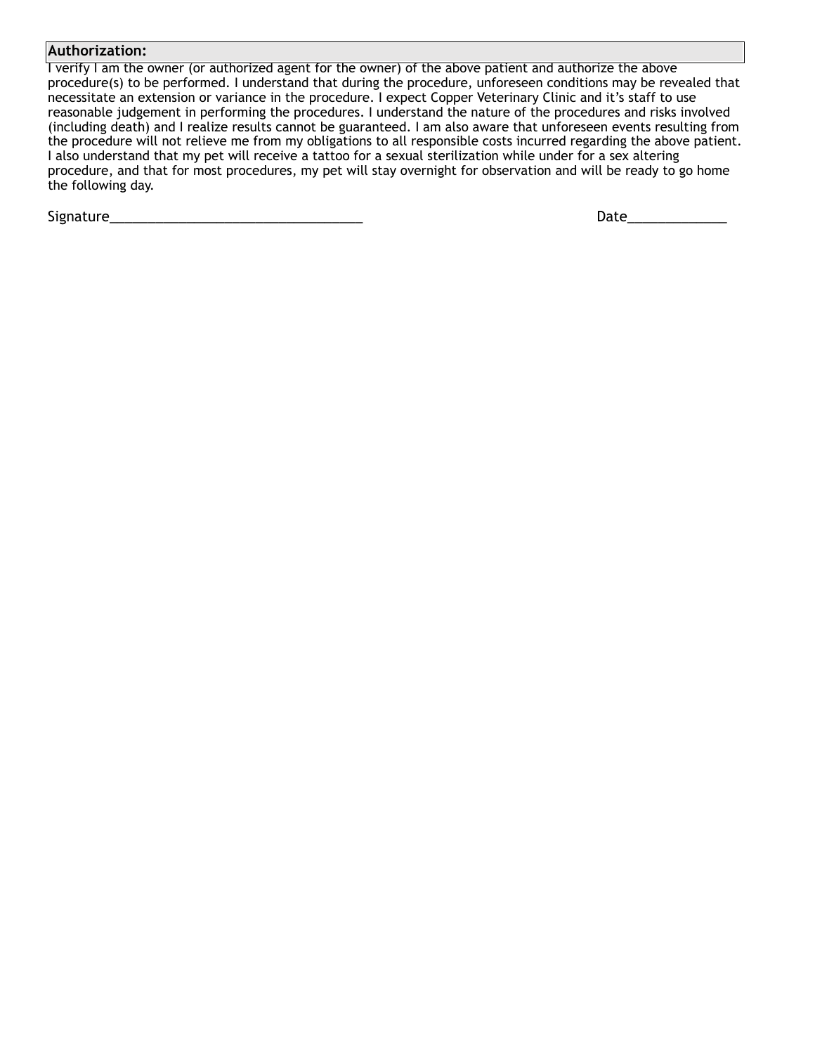**Authorization:**

I verify I am the owner (or authorized agent for the owner) of the above patient and authorize the above procedure(s) to be performed. I understand that during the procedure, unforeseen conditions may be revealed that necessitate an extension or variance in the procedure. I expect Copper Veterinary Clinic and it's staff to use reasonable judgement in performing the procedures. I understand the nature of the procedures and risks involved (including death) and I realize results cannot be guaranteed. I am also aware that unforeseen events resulting from the procedure will not relieve me from my obligations to all responsible costs incurred regarding the above patient. I also understand that my pet will receive a tattoo for a sexual sterilization while under for a sex altering procedure, and that for most procedures, my pet will stay overnight for observation and will be ready to go home the following day.

Signature__________________________________ Date_____________